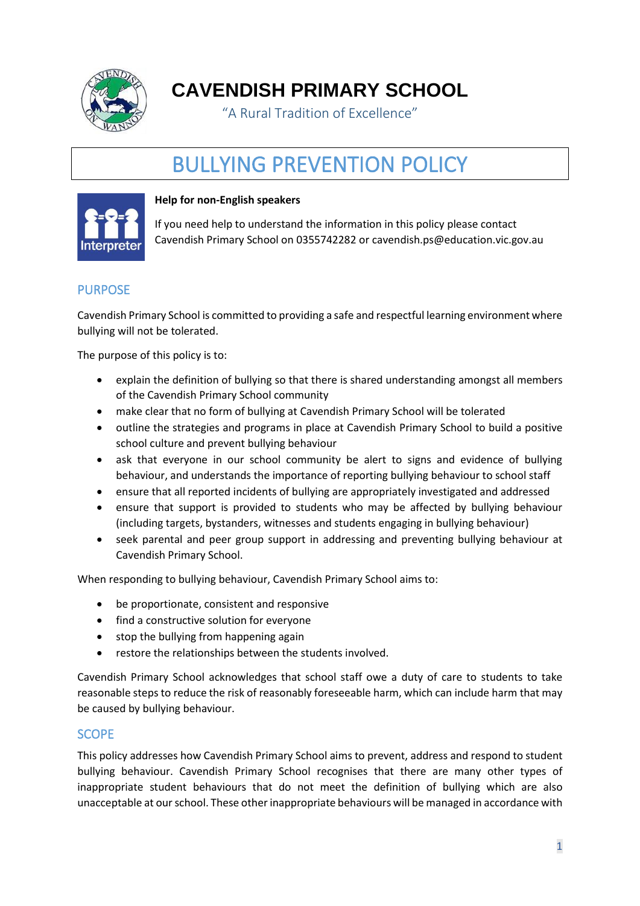# CAVENDISH PRIMARY SCHOOL

"A Rural Tradition of Excellence"

# BULLYING PREVENTION POLICY

**Help for non-English speakers**

If you need help to understand the information in this policy please contact Cavendish Primary School on 0355742282 or cavendish.ps@education.vic.gov.au

## PURPOSE

Cavendish Primary School is committed to providing a safe and respectful learning environment where bullying will not be tolerated.

The purpose of this policy is to:

- explain the definition of bullying so that there is shared understanding amongst all members of the Cavendish Primary School community
- make clear that no form of bullying at Cavendish Primary School will be tolerated
- outline the strategies and programs in place at Cavendish Primary School to build a positive school culture and prevent bullying behaviour
- ask that everyone in our school community be alert to signs and evidence of bullying behaviour, and understands the importance of reporting bullying behaviour to school staff
- ensure that all reported incidents of bullying are appropriately investigated and addressed
- ensure that support is provided to students who may be affected by bullying behaviour (including targets, bystanders, witnesses and students engaging in bullying behaviour)
- seek parental and peer group support in addressing and preventing bullying behaviour at Cavendish Primary School.

When responding to bullying behaviour, Cavendish Primary School aims to:

- be proportionate, consistent and responsive
- find a constructive solution for everyone
- stop the bullying from happening again
- restore the relationships between the students involved.

Cavendish Primary School acknowledges that school staff owe a duty of care to students to take reasonable steps to reduce the risk of reasonably foreseeable harm, which can include harm that may be caused by bullying behaviour.

## SCOPE

This policy addresses how Cavendish Primary School aims to prevent, address and respond to student bullying behaviour. Cavendish Primary School recognises that there are many other types of inappropriate student behaviours that do not meet the definition of bullying which are also unacceptable at our school. These other inappropriate behaviours will be managed in accordance with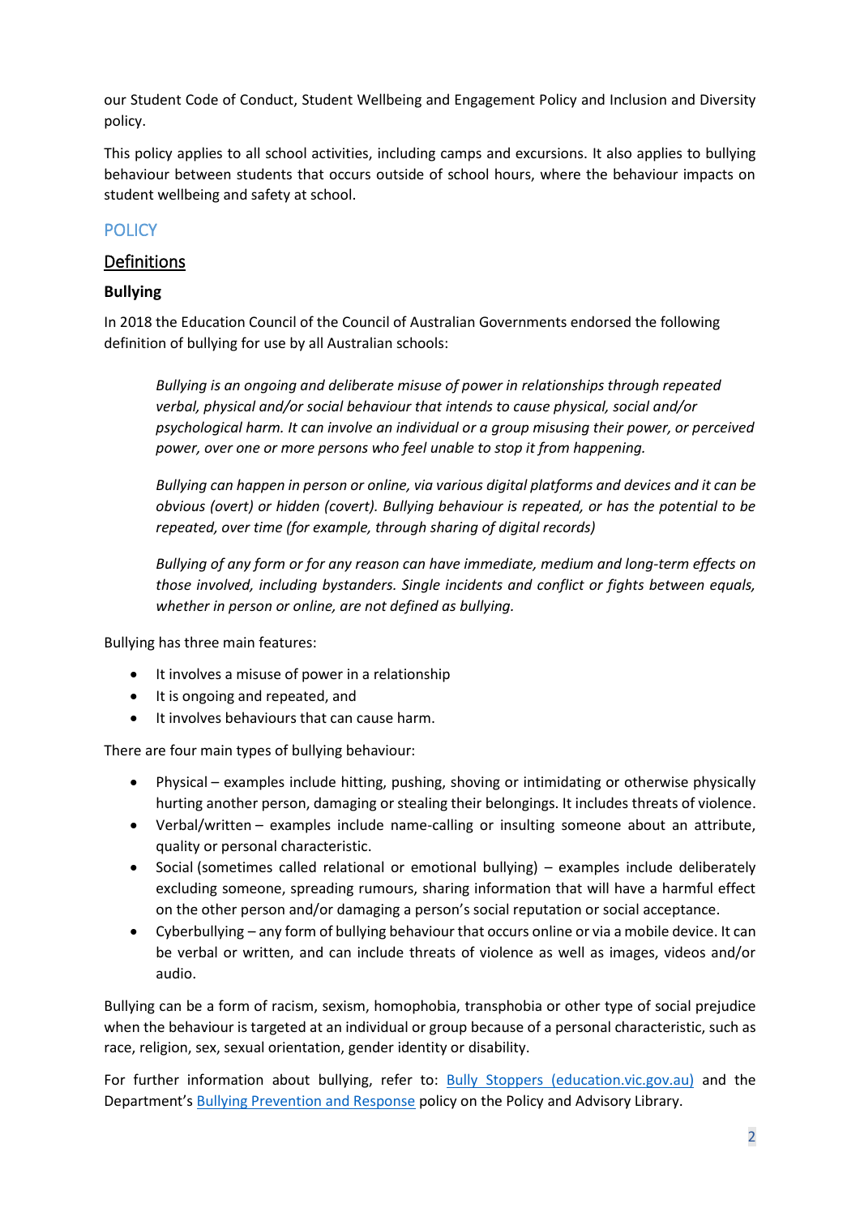our Student Code of Conduct, Student Wellbeing and Engagement Policy and Inclusion and Diversity policy.

This policy applies to all school activities, including camps and excursions. It also applies to bullying behaviour between students that occurs outside of school hours, where the behaviour impacts on student wellbeing and safety at school.

## POLICY

### Definitions

#### Bullying

In 2018 the Education Council of the Council of Australian Governments endorsed the following definition of bullying for use by all Australian schools:

> *Bullying is an ongoing and deliberate misuse of power in relationships through repeated verbal, physical and/or social behaviour that intends to cause physical, social and/or psychological harm. It can involve an individual or a group misusing their power, or perceived power, over one or more persons who feel unable to stop it from happening.*
>
> *Bullying can happen in person or online, via various digital platforms and devices and it can be obvious (overt) or hidden (covert). Bullying behaviour is repeated, or has the potential to be repeated, over time (for example, through sharing of digital records)*
>
> *Bullying of any form or for any reason can have immediate, medium and long-term effects on those involved, including bystanders. Single incidents and conflict or fights between equals, whether in person or online, are not defined as bullying.*

Bullying has three main features:

- It involves a misuse of power in a relationship
- It is ongoing and repeated, and
- It involves behaviours that can cause harm.

There are four main types of bullying behaviour:

- Physical – examples include hitting, pushing, shoving or intimidating or otherwise physically hurting another person, damaging or stealing their belongings. It includes threats of violence.
- Verbal/written – examples include name-calling or insulting someone about an attribute, quality or personal characteristic.
- Social (sometimes called relational or emotional bullying) – examples include deliberately excluding someone, spreading rumours, sharing information that will have a harmful effect on the other person and/or damaging a person's social reputation or social acceptance.
- Cyberbullying – any form of bullying behaviour that occurs online or via a mobile device. It can be verbal or written, and can include threats of violence as well as images, videos and/or audio.

Bullying can be a form of racism, sexism, homophobia, transphobia or other type of social prejudice when the behaviour is targeted at an individual or group because of a personal characteristic, such as race, religion, sex, sexual orientation, gender identity or disability.

For further information about bullying, refer to: Bully Stoppers (education.vic.gov.au) and the Department's Bullying Prevention and Response policy on the Policy and Advisory Library.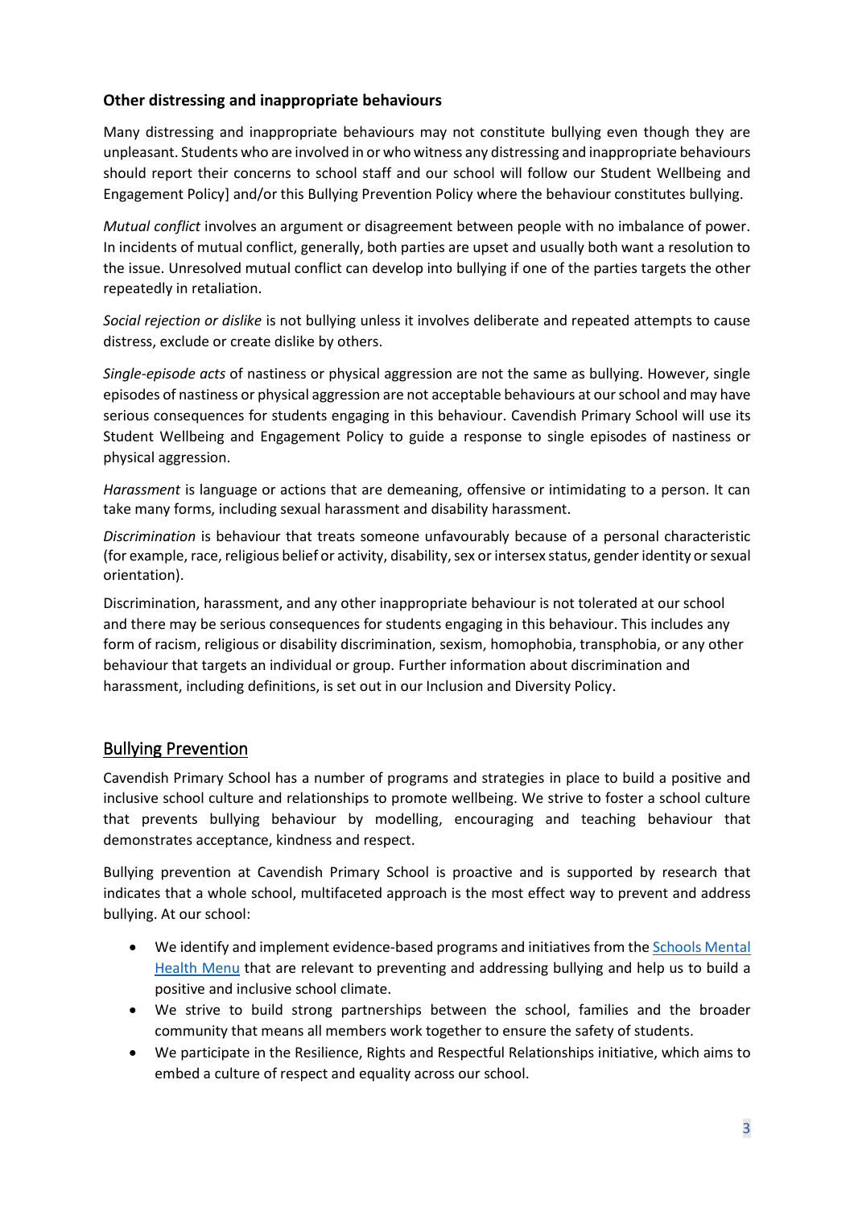### Other distressing and inappropriate behaviours

Many distressing and inappropriate behaviours may not constitute bullying even though they are unpleasant. Students who are involved in or who witness any distressing and inappropriate behaviours should report their concerns to school staff and our school will follow our Student Wellbeing and Engagement Policy] and/or this Bullying Prevention Policy where the behaviour constitutes bullying.

*Mutual conflict* involves an argument or disagreement between people with no imbalance of power. In incidents of mutual conflict, generally, both parties are upset and usually both want a resolution to the issue. Unresolved mutual conflict can develop into bullying if one of the parties targets the other repeatedly in retaliation.

*Social rejection or dislike* is not bullying unless it involves deliberate and repeated attempts to cause distress, exclude or create dislike by others.

*Single-episode acts* of nastiness or physical aggression are not the same as bullying. However, single episodes of nastiness or physical aggression are not acceptable behaviours at our school and may have serious consequences for students engaging in this behaviour. Cavendish Primary School will use its Student Wellbeing and Engagement Policy to guide a response to single episodes of nastiness or physical aggression.

*Harassment* is language or actions that are demeaning, offensive or intimidating to a person. It can take many forms, including sexual harassment and disability harassment.

*Discrimination* is behaviour that treats someone unfavourably because of a personal characteristic (for example, race, religious belief or activity, disability, sex or intersex status, gender identity or sexual orientation).

Discrimination, harassment, and any other inappropriate behaviour is not tolerated at our school and there may be serious consequences for students engaging in this behaviour. This includes any form of racism, religious or disability discrimination, sexism, homophobia, transphobia, or any other behaviour that targets an individual or group. Further information about discrimination and harassment, including definitions, is set out in our Inclusion and Diversity Policy.

## Bullying Prevention

Cavendish Primary School has a number of programs and strategies in place to build a positive and inclusive school culture and relationships to promote wellbeing. We strive to foster a school culture that prevents bullying behaviour by modelling, encouraging and teaching behaviour that demonstrates acceptance, kindness and respect.

Bullying prevention at Cavendish Primary School is proactive and is supported by research that indicates that a whole school, multifaceted approach is the most effect way to prevent and address bullying. At our school:

- We identify and implement evidence-based programs and initiatives from the Schools Mental Health Menu that are relevant to preventing and addressing bullying and help us to build a positive and inclusive school climate.
- We strive to build strong partnerships between the school, families and the broader community that means all members work together to ensure the safety of students.
- We participate in the Resilience, Rights and Respectful Relationships initiative, which aims to embed a culture of respect and equality across our school.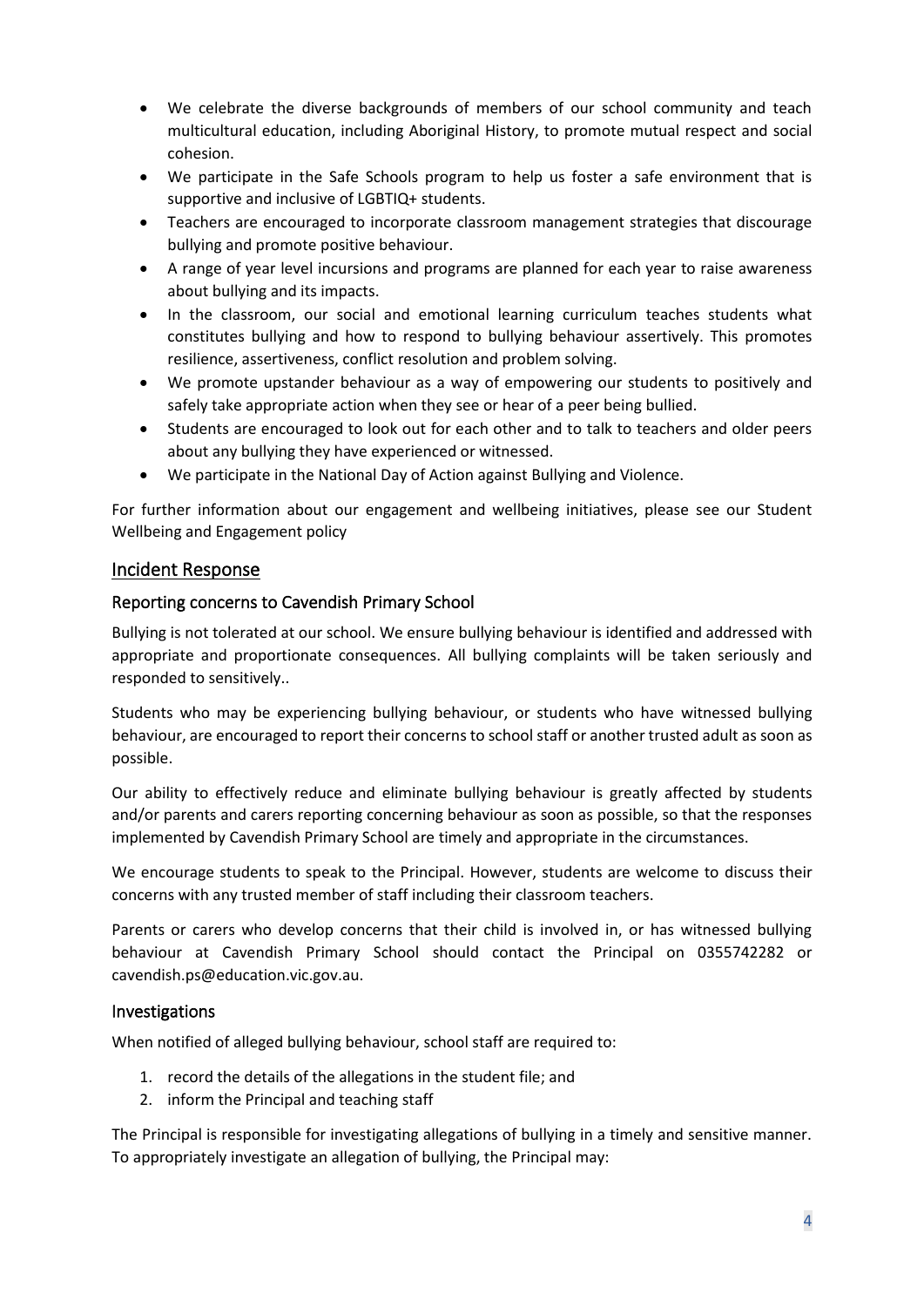- We celebrate the diverse backgrounds of members of our school community and teach multicultural education, including Aboriginal History, to promote mutual respect and social cohesion.
- We participate in the Safe Schools program to help us foster a safe environment that is supportive and inclusive of LGBTIQ+ students.
- Teachers are encouraged to incorporate classroom management strategies that discourage bullying and promote positive behaviour.
- A range of year level incursions and programs are planned for each year to raise awareness about bullying and its impacts.
- In the classroom, our social and emotional learning curriculum teaches students what constitutes bullying and how to respond to bullying behaviour assertively. This promotes resilience, assertiveness, conflict resolution and problem solving.
- We promote upstander behaviour as a way of empowering our students to positively and safely take appropriate action when they see or hear of a peer being bullied.
- Students are encouraged to look out for each other and to talk to teachers and older peers about any bullying they have experienced or witnessed.
- We participate in the National Day of Action against Bullying and Violence.

For further information about our engagement and wellbeing initiatives, please see our Student Wellbeing and Engagement policy

## Incident Response

### Reporting concerns to Cavendish Primary School

Bullying is not tolerated at our school. We ensure bullying behaviour is identified and addressed with appropriate and proportionate consequences. All bullying complaints will be taken seriously and responded to sensitively..

Students who may be experiencing bullying behaviour, or students who have witnessed bullying behaviour, are encouraged to report their concerns to school staff or another trusted adult as soon as possible.

Our ability to effectively reduce and eliminate bullying behaviour is greatly affected by students and/or parents and carers reporting concerning behaviour as soon as possible, so that the responses implemented by Cavendish Primary School are timely and appropriate in the circumstances.

We encourage students to speak to the Principal. However, students are welcome to discuss their concerns with any trusted member of staff including their classroom teachers.

Parents or carers who develop concerns that their child is involved in, or has witnessed bullying behaviour at Cavendish Primary School should contact the Principal on 0355742282 or cavendish.ps@education.vic.gov.au.

### Investigations

When notified of alleged bullying behaviour, school staff are required to:

1. record the details of the allegations in the student file; and
2. inform the Principal and teaching staff

The Principal is responsible for investigating allegations of bullying in a timely and sensitive manner. To appropriately investigate an allegation of bullying, the Principal may: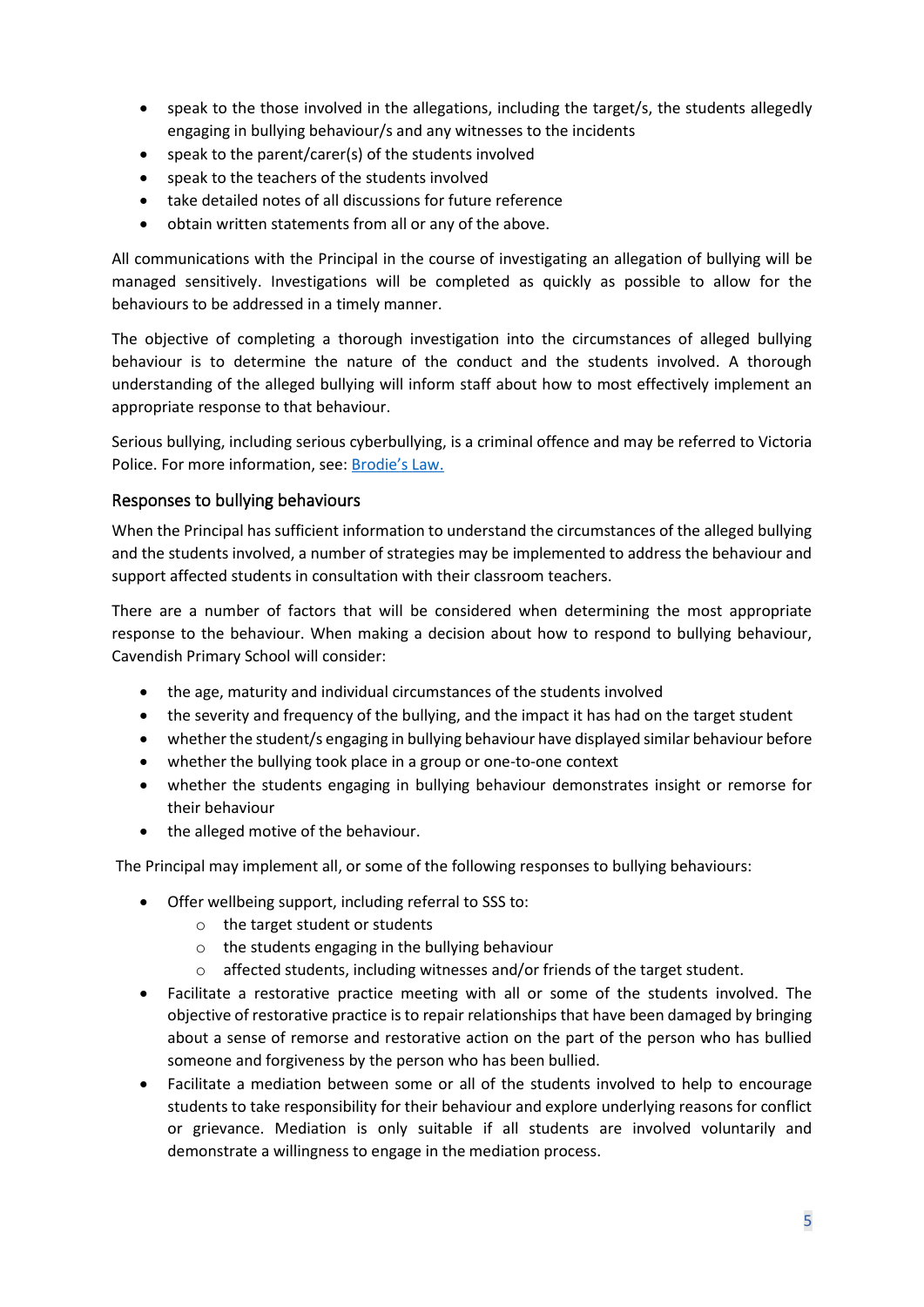- speak to the those involved in the allegations, including the target/s, the students allegedly engaging in bullying behaviour/s and any witnesses to the incidents
- speak to the parent/carer(s) of the students involved
- speak to the teachers of the students involved
- take detailed notes of all discussions for future reference
- obtain written statements from all or any of the above.

All communications with the Principal in the course of investigating an allegation of bullying will be managed sensitively. Investigations will be completed as quickly as possible to allow for the behaviours to be addressed in a timely manner.

The objective of completing a thorough investigation into the circumstances of alleged bullying behaviour is to determine the nature of the conduct and the students involved. A thorough understanding of the alleged bullying will inform staff about how to most effectively implement an appropriate response to that behaviour.

Serious bullying, including serious cyberbullying, is a criminal offence and may be referred to Victoria Police. For more information, see: [Brodie's Law.]()

## Responses to bullying behaviours

When the Principal has sufficient information to understand the circumstances of the alleged bullying and the students involved, a number of strategies may be implemented to address the behaviour and support affected students in consultation with their classroom teachers.

There are a number of factors that will be considered when determining the most appropriate response to the behaviour. When making a decision about how to respond to bullying behaviour, Cavendish Primary School will consider:

- the age, maturity and individual circumstances of the students involved
- the severity and frequency of the bullying, and the impact it has had on the target student
- whether the student/s engaging in bullying behaviour have displayed similar behaviour before
- whether the bullying took place in a group or one-to-one context
- whether the students engaging in bullying behaviour demonstrates insight or remorse for their behaviour
- the alleged motive of the behaviour.

The Principal may implement all, or some of the following responses to bullying behaviours:

- Offer wellbeing support, including referral to SSS to:
  - the target student or students
  - the students engaging in the bullying behaviour
  - affected students, including witnesses and/or friends of the target student.
- Facilitate a restorative practice meeting with all or some of the students involved. The objective of restorative practice is to repair relationships that have been damaged by bringing about a sense of remorse and restorative action on the part of the person who has bullied someone and forgiveness by the person who has been bullied.
- Facilitate a mediation between some or all of the students involved to help to encourage students to take responsibility for their behaviour and explore underlying reasons for conflict or grievance. Mediation is only suitable if all students are involved voluntarily and demonstrate a willingness to engage in the mediation process.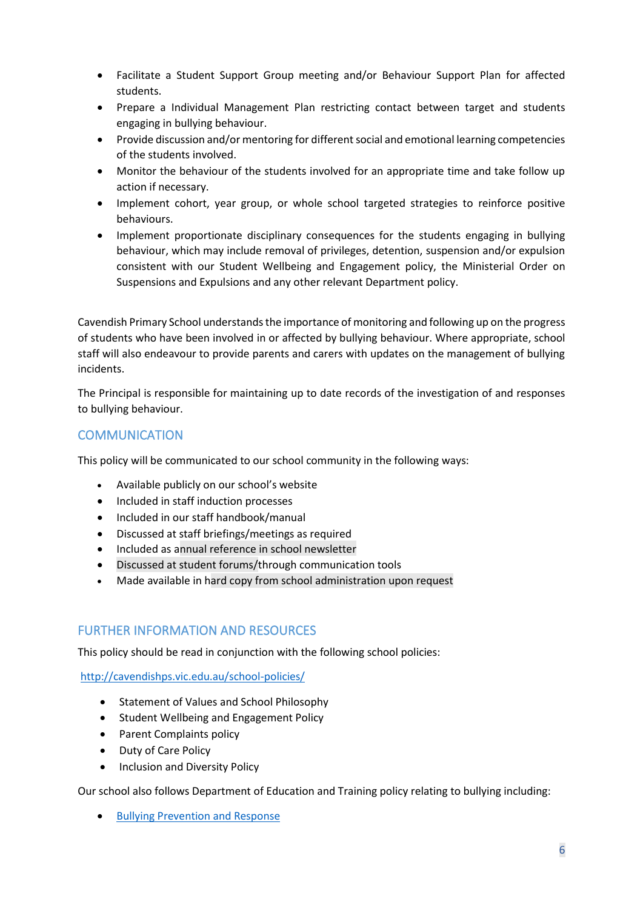- Facilitate a Student Support Group meeting and/or Behaviour Support Plan for affected students.
- Prepare a Individual Management Plan restricting contact between target and students engaging in bullying behaviour.
- Provide discussion and/or mentoring for different social and emotional learning competencies of the students involved.
- Monitor the behaviour of the students involved for an appropriate time and take follow up action if necessary.
- Implement cohort, year group, or whole school targeted strategies to reinforce positive behaviours.
- Implement proportionate disciplinary consequences for the students engaging in bullying behaviour, which may include removal of privileges, detention, suspension and/or expulsion consistent with our Student Wellbeing and Engagement policy, the Ministerial Order on Suspensions and Expulsions and any other relevant Department policy.

Cavendish Primary School understands the importance of monitoring and following up on the progress of students who have been involved in or affected by bullying behaviour. Where appropriate, school staff will also endeavour to provide parents and carers with updates on the management of bullying incidents.

The Principal is responsible for maintaining up to date records of the investigation of and responses to bullying behaviour.

## COMMUNICATION

This policy will be communicated to our school community in the following ways:

- Available publicly on our school's website
- Included in staff induction processes
- Included in our staff handbook/manual
- Discussed at staff briefings/meetings as required
- Included as annual reference in school newsletter
- Discussed at student forums/through communication tools
- Made available in hard copy from school administration upon request

## FURTHER INFORMATION AND RESOURCES

This policy should be read in conjunction with the following school policies:

http://cavendishps.vic.edu.au/school-policies/

- Statement of Values and School Philosophy
- Student Wellbeing and Engagement Policy
- Parent Complaints policy
- Duty of Care Policy
- Inclusion and Diversity Policy

Our school also follows Department of Education and Training policy relating to bullying including:

- Bullying Prevention and Response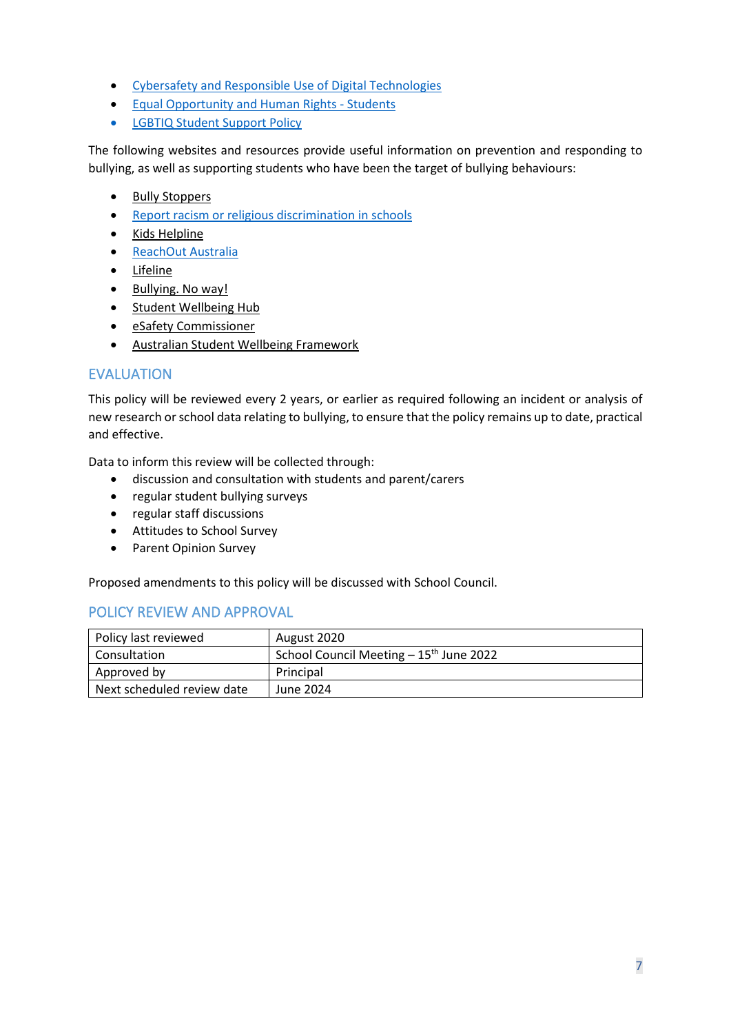- Cybersafety and Responsible Use of Digital Technologies
- Equal Opportunity and Human Rights - Students
- LGBTIQ Student Support Policy

The following websites and resources provide useful information on prevention and responding to bullying, as well as supporting students who have been the target of bullying behaviours:

- Bully Stoppers
- Report racism or religious discrimination in schools
- Kids Helpline
- ReachOut Australia
- Lifeline
- Bullying. No way!
- Student Wellbeing Hub
- eSafety Commissioner
- Australian Student Wellbeing Framework

## EVALUATION

This policy will be reviewed every 2 years, or earlier as required following an incident or analysis of new research or school data relating to bullying, to ensure that the policy remains up to date, practical and effective.

Data to inform this review will be collected through:

- discussion and consultation with students and parent/carers
- regular student bullying surveys
- regular staff discussions
- Attitudes to School Survey
- Parent Opinion Survey

Proposed amendments to this policy will be discussed with School Council.

## POLICY REVIEW AND APPROVAL

| | |
|---|---|
| Policy last reviewed | August 2020 |
| Consultation | School Council Meeting – 15th June 2022 |
| Approved by | Principal |
| Next scheduled review date | June 2024 |